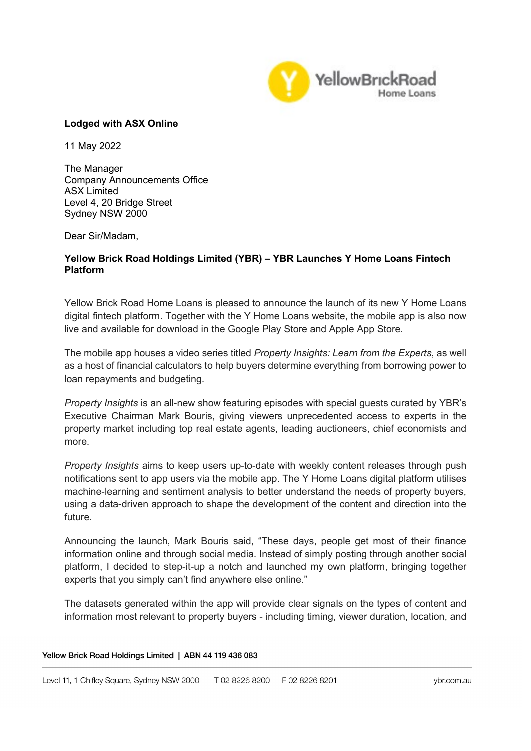**Lodged with ASX Online**

11 May 2022

The Manager
Company Announcements Office
ASX Limited
Level 4, 20 Bridge Street
Sydney NSW 2000

Dear Sir/Madam,

**Yellow Brick Road Holdings Limited (YBR) – YBR Launches Y Home Loans Fintech Platform**

Yellow Brick Road Home Loans is pleased to announce the launch of its new Y Home Loans digital fintech platform. Together with the Y Home Loans website, the mobile app is also now live and available for download in the Google Play Store and Apple App Store.

The mobile app houses a video series titled *Property Insights: Learn from the Experts*, as well as a host of financial calculators to help buyers determine everything from borrowing power to loan repayments and budgeting.

*Property Insights* is an all-new show featuring episodes with special guests curated by YBR's Executive Chairman Mark Bouris, giving viewers unprecedented access to experts in the property market including top real estate agents, leading auctioneers, chief economists and more.

*Property Insights* aims to keep users up-to-date with weekly content releases through push notifications sent to app users via the mobile app. The Y Home Loans digital platform utilises machine-learning and sentiment analysis to better understand the needs of property buyers, using a data-driven approach to shape the development of the content and direction into the future.

Announcing the launch, Mark Bouris said, "These days, people get most of their finance information online and through social media. Instead of simply posting through another social platform, I decided to step-it-up a notch and launched my own platform, bringing together experts that you simply can't find anywhere else online."

The datasets generated within the app will provide clear signals on the types of content and information most relevant to property buyers - including timing, viewer duration, location, and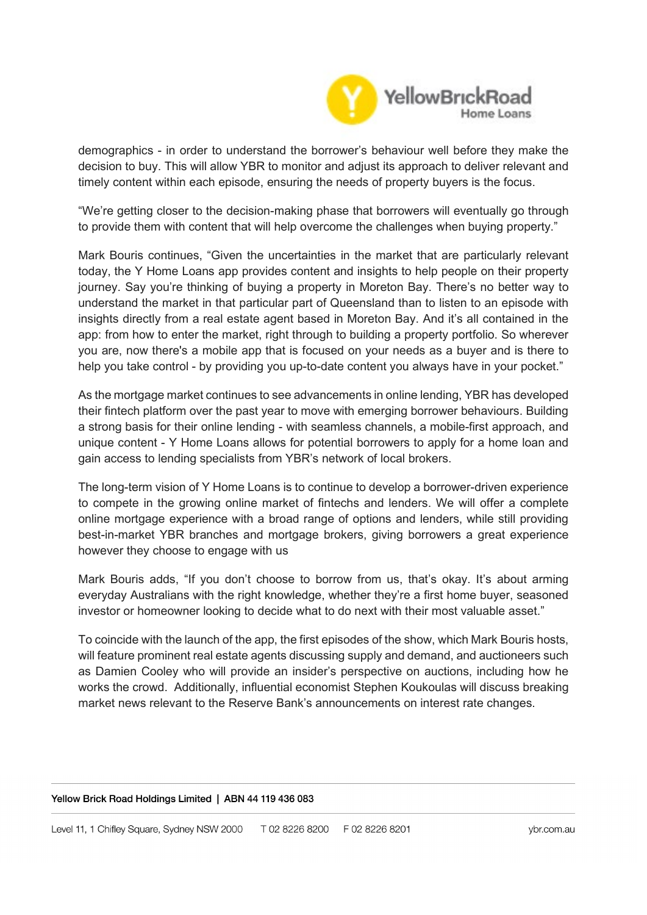demographics - in order to understand the borrower's behaviour well before they make the decision to buy. This will allow YBR to monitor and adjust its approach to deliver relevant and timely content within each episode, ensuring the needs of property buyers is the focus.

"We're getting closer to the decision-making phase that borrowers will eventually go through to provide them with content that will help overcome the challenges when buying property."

Mark Bouris continues, "Given the uncertainties in the market that are particularly relevant today, the Y Home Loans app provides content and insights to help people on their property journey. Say you're thinking of buying a property in Moreton Bay. There's no better way to understand the market in that particular part of Queensland than to listen to an episode with insights directly from a real estate agent based in Moreton Bay. And it's all contained in the app: from how to enter the market, right through to building a property portfolio. So wherever you are, now there's a mobile app that is focused on your needs as a buyer and is there to help you take control - by providing you up-to-date content you always have in your pocket."

As the mortgage market continues to see advancements in online lending, YBR has developed their fintech platform over the past year to move with emerging borrower behaviours. Building a strong basis for their online lending - with seamless channels, a mobile-first approach, and unique content - Y Home Loans allows for potential borrowers to apply for a home loan and gain access to lending specialists from YBR's network of local brokers.

The long-term vision of Y Home Loans is to continue to develop a borrower-driven experience to compete in the growing online market of fintechs and lenders. We will offer a complete online mortgage experience with a broad range of options and lenders, while still providing best-in-market YBR branches and mortgage brokers, giving borrowers a great experience however they choose to engage with us

Mark Bouris adds, "If you don't choose to borrow from us, that's okay. It's about arming everyday Australians with the right knowledge, whether they're a first home buyer, seasoned investor or homeowner looking to decide what to do next with their most valuable asset."

To coincide with the launch of the app, the first episodes of the show, which Mark Bouris hosts, will feature prominent real estate agents discussing supply and demand, and auctioneers such as Damien Cooley who will provide an insider's perspective on auctions, including how he works the crowd. Additionally, influential economist Stephen Koukoulas will discuss breaking market news relevant to the Reserve Bank's announcements on interest rate changes.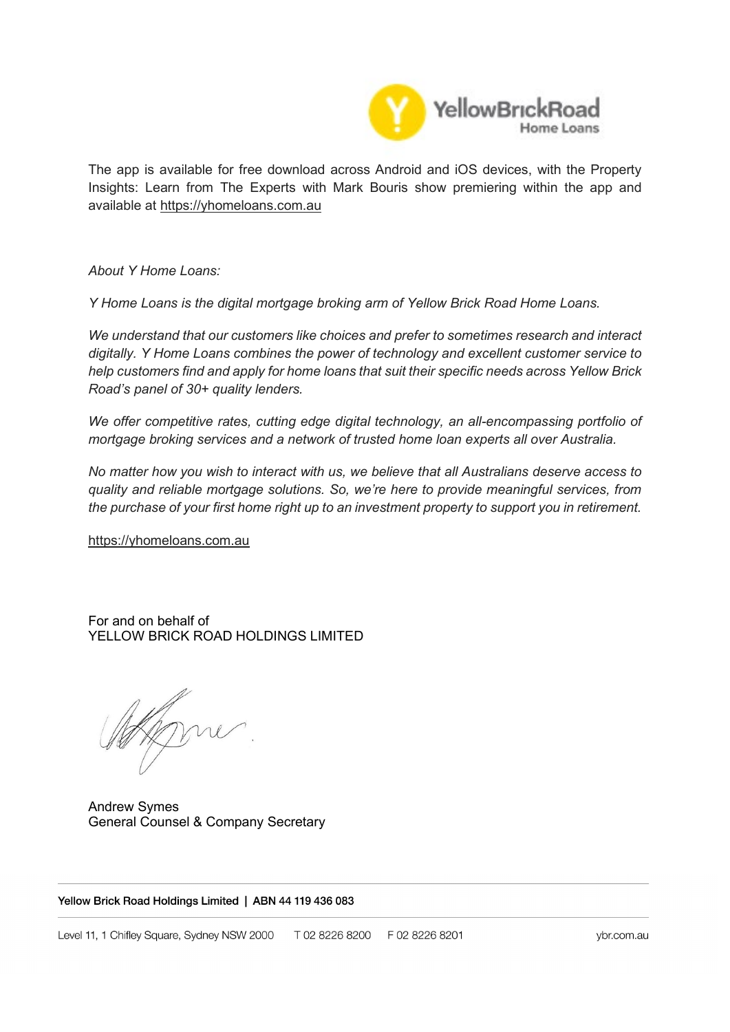The app is available for free download across Android and iOS devices, with the Property Insights: Learn from The Experts with Mark Bouris show premiering within the app and available at https://yhomeloans.com.au

*About Y Home Loans:*

*Y Home Loans is the digital mortgage broking arm of Yellow Brick Road Home Loans.*

*We understand that our customers like choices and prefer to sometimes research and interact digitally. Y Home Loans combines the power of technology and excellent customer service to help customers find and apply for home loans that suit their specific needs across Yellow Brick Road's panel of 30+ quality lenders.*

*We offer competitive rates, cutting edge digital technology, an all-encompassing portfolio of mortgage broking services and a network of trusted home loan experts all over Australia.*

*No matter how you wish to interact with us, we believe that all Australians deserve access to quality and reliable mortgage solutions. So, we're here to provide meaningful services, from the purchase of your first home right up to an investment property to support you in retirement.*

https://yhomeloans.com.au

For and on behalf of
YELLOW BRICK ROAD HOLDINGS LIMITED

Andrew Symes
General Counsel & Company Secretary